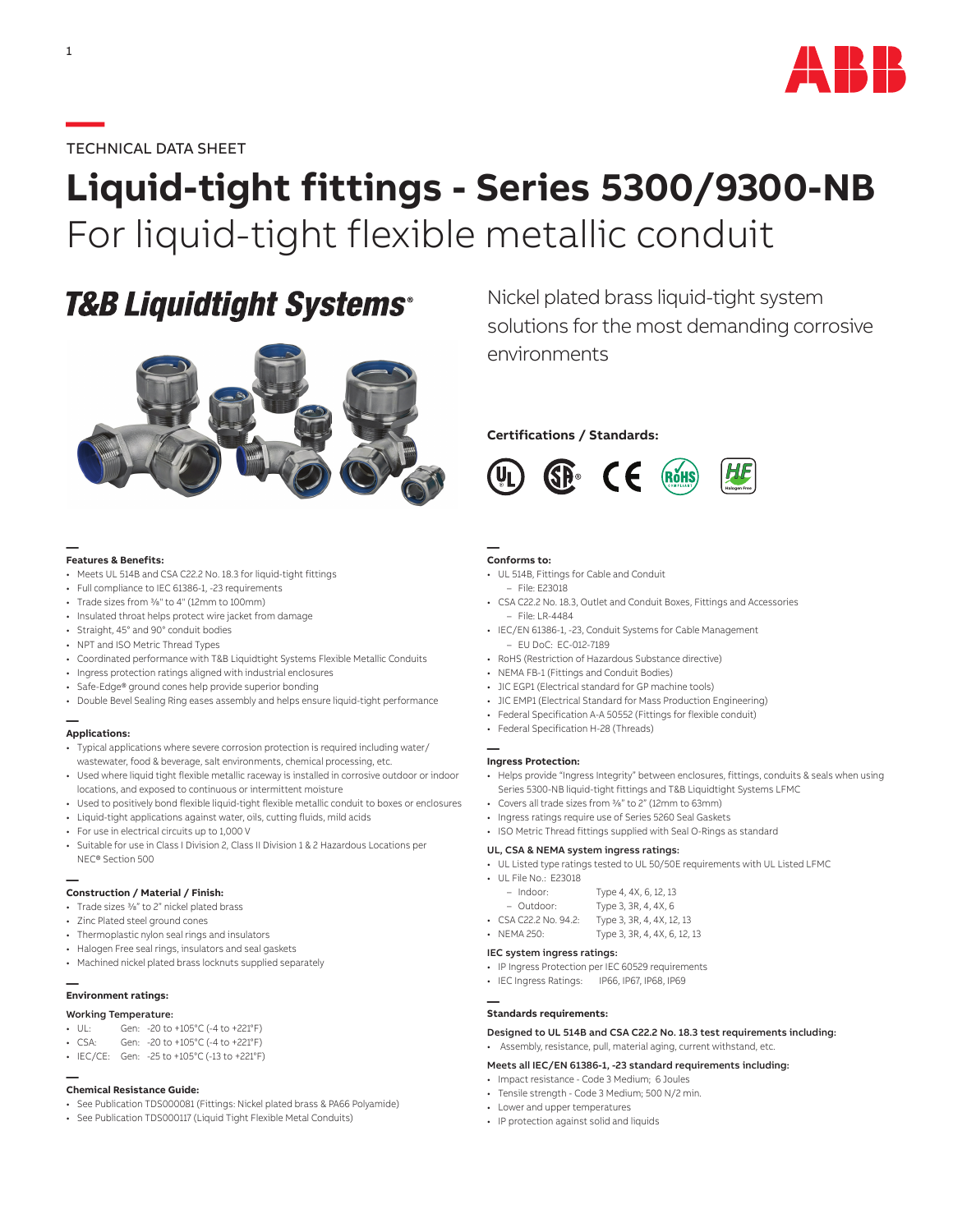TECHNICAL DATA SHEET

# Liquid-tight fittings - Series 5300/9300-NB

For liquid-tight flexible metallic conduit

**T&B Liquidtight Systems®**

Nickel plated brass liquid-tight system solutions for the most demanding corrosive environments

### Certifications / Standards:

### Features & Benefits:

- Meets UL 514B and CSA C22.2 No. 18.3 for liquid-tight fittings
- Full compliance to IEC 61386-1, -23 requirements
- Trade sizes from ⅜" to 4" (12mm to 100mm)
- Insulated throat helps protect wire jacket from damage
- Straight, 45° and 90° conduit bodies
- NPT and ISO Metric Thread Types
- Coordinated performance with T&B Liquidtight Systems Flexible Metallic Conduits
- Ingress protection ratings aligned with industrial enclosures
- Safe-Edge® ground cones help provide superior bonding
- Double Bevel Sealing Ring eases assembly and helps ensure liquid-tight performance

### Applications:

- Typical applications where severe corrosion protection is required including water/wastewater, food & beverage, salt environments, chemical processing, etc.
- Used where liquid tight flexible metallic raceway is installed in corrosive outdoor or indoor locations, and exposed to continuous or intermittent moisture
- Used to positively bond flexible liquid-tight flexible metallic conduit to boxes or enclosures
- Liquid-tight applications against water, oils, cutting fluids, mild acids
- For use in electrical circuits up to 1,000 V
- Suitable for use in Class I Division 2, Class II Division 1 & 2 Hazardous Locations per NEC® Section 500

### Construction / Material / Finish:

- Trade sizes ⅜" to 2" nickel plated brass
- Zinc Plated steel ground cones
- Thermoplastic nylon seal rings and insulators
- Halogen Free seal rings, insulators and seal gaskets
- Machined nickel plated brass locknuts supplied separately

### Environment ratings:

**Working Temperature:**

- UL: Gen: -20 to +105°C (-4 to +221°F)
- CSA: Gen: -20 to +105°C (-4 to +221°F)
- IEC/CE: Gen: -25 to +105°C (-13 to +221°F)

### Chemical Resistance Guide:

- See Publication TDS000081 (Fittings: Nickel plated brass & PA66 Polyamide)
- See Publication TDS000117 (Liquid Tight Flexible Metal Conduits)

### Conforms to:

- UL 514B, Fittings for Cable and Conduit
  - File: E23018
- CSA C22.2 No. 18.3, Outlet and Conduit Boxes, Fittings and Accessories
  - File: LR-4484
- IEC/EN 61386-1, -23, Conduit Systems for Cable Management
  - EU DoC: EC-012-7189
- RoHS (Restriction of Hazardous Substance directive)
- NEMA FB-1 (Fittings and Conduit Bodies)
- JIC EGP1 (Electrical standard for GP machine tools)
- JIC EMP1 (Electrical Standard for Mass Production Engineering)
- Federal Specification A-A 50552 (Fittings for flexible conduit)
- Federal Specification H-28 (Threads)

### Ingress Protection:

- Helps provide "Ingress Integrity" between enclosures, fittings, conduits & seals when using Series 5300-NB liquid-tight fittings and T&B Liquidtight Systems LFMC
- Covers all trade sizes from ⅜" to 2" (12mm to 63mm)
- Ingress ratings require use of Series 5260 Seal Gaskets
- ISO Metric Thread fittings supplied with Seal O-Rings as standard

**UL, CSA & NEMA system ingress ratings:**

- UL Listed type ratings tested to UL 50/50E requirements with UL Listed LFMC
- UL File No.: E23018
  - Indoor: Type 4, 4X, 6, 12, 13
  - Outdoor: Type 3, 3R, 4, 4X, 6
- CSA C22.2 No. 94.2: Type 3, 3R, 4, 4X, 12, 13
- NEMA 250: Type 3, 3R, 4, 4X, 6, 12, 13

**IEC system ingress ratings:**

- IP Ingress Protection per IEC 60529 requirements
- IEC Ingress Ratings: IP66, IP67, IP68, IP69

### Standards requirements:

**Designed to UL 514B and CSA C22.2 No. 18.3 test requirements including:**

- Assembly, resistance, pull, material aging, current withstand, etc.

**Meets all IEC/EN 61386-1, -23 standard requirements including:**

- Impact resistance - Code 3 Medium; 6 Joules
- Tensile strength - Code 3 Medium; 500 N/2 min.
- Lower and upper temperatures
- IP protection against solid and liquids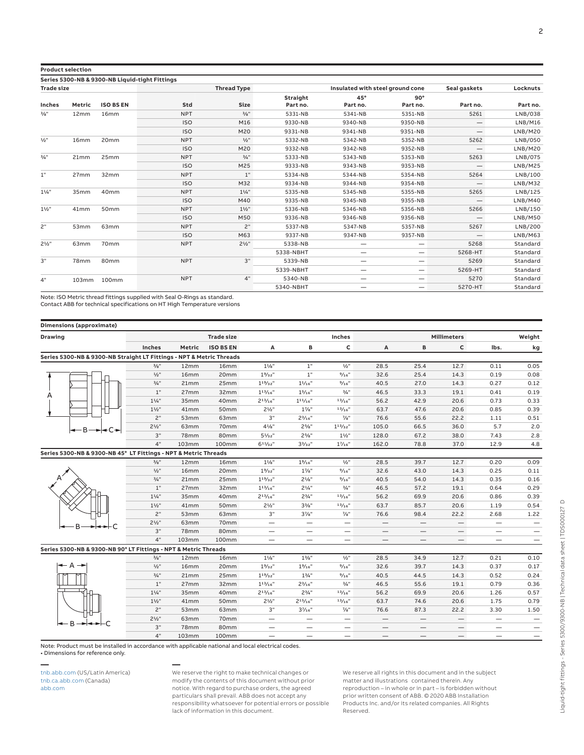## Product selection

### Series 5300-NB & 9300-NB Liquid-tight Fittings

| Trade size | | | Thread Type | | Insulated with steel ground cone | | | Seal gaskets | Locknuts |
|---|---|---|---|---|---|---|---|---|---|
| | | | | | Straight | 45° | 90° | | |
| Inches | Metric | ISO BS EN | Std | Size | Part no. | Part no. | Part no. | Part no. | Part no. |
| 3/8" | 12mm | 16mm | NPT | 3/8" | 5331-NB | 5341-NB | 5351-NB | 5261 | LNB/038 |
| | | | ISO | M16 | 9330-NB | 9340-NB | 9350-NB | — | LNB/M16 |
| | | | ISO | M20 | 9331-NB | 9341-NB | 9351-NB | — | LNB/M20 |
| 1/2" | 16mm | 20mm | NPT | 1/2" | 5332-NB | 5342-NB | 5352-NB | 5262 | LNB/050 |
| | | | ISO | M20 | 9332-NB | 9342-NB | 9352-NB | — | LNB/M20 |
| 3/4" | 21mm | 25mm | NPT | 3/4" | 5333-NB | 5343-NB | 5353-NB | 5263 | LNB/075 |
| | | | ISO | M25 | 9333-NB | 9343-NB | 9353-NB | — | LNB/M25 |
| 1" | 27mm | 32mm | NPT | 1" | 5334-NB | 5344-NB | 5354-NB | 5264 | LNB/100 |
| | | | ISO | M32 | 9334-NB | 9344-NB | 9354-NB | — | LNB/M32 |
| 1¼" | 35mm | 40mm | NPT | 1¼" | 5335-NB | 5345-NB | 5355-NB | 5265 | LNB/125 |
| | | | ISO | M40 | 9335-NB | 9345-NB | 9355-NB | — | LNB/M40 |
| 1½" | 41mm | 50mm | NPT | 1½" | 5336-NB | 5346-NB | 5356-NB | 5266 | LNB/150 |
| | | | ISO | M50 | 9336-NB | 9346-NB | 9356-NB | — | LNB/M50 |
| 2" | 53mm | 63mm | NPT | 2" | 5337-NB | 5347-NB | 5357-NB | 5267 | LNB/200 |
| | | | ISO | M63 | 9337-NB | 9347-NB | 9357-NB | — | LNB/M63 |
| 2½" | 63mm | 70mm | NPT | 2½" | 5338-NB | — | — | 5268 | Standard |
| | | | | | 5338-NBHT | — | — | 5268-HT | Standard |
| 3" | 78mm | 80mm | NPT | 3" | 5339-NB | — | — | 5269 | Standard |
| | | | | | 5339-NBHT | — | — | 5269-HT | Standard |
| 4" | 103mm | 100mm | NPT | 4" | 5340-NB | — | — | 5270 | Standard |
| | | | | | 5340-NBHT | — | — | 5270-HT | Standard |

Note: ISO Metric thread fittings supplied with Seal O-Rings as standard.
Contact ABB for technical specifications on HT High Temperature versions

## Dimensions (approximate)

| Drawing | Trade size | | | Inches | | | Millimeters | | | Weight | |
|---|---|---|---|---|---|---|---|---|---|---|---|
| | Inches | Metric | ISO BS EN | A | B | C | A | B | C | lbs. | kg |
| **Series 5300-NB & 9300-NB Straight LT Fittings - NPT & Metric Threads** | | | | | | | | | | | |
| | 3/8" | 12mm | 16mm | 1⅛" | 1" | 1/2" | 28.5 | 25.4 | 12.7 | 0.11 | 0.05 |
| | 1/2" | 16mm | 20mm | 1 9/32" | 1" | 9/16" | 32.6 | 25.4 | 14.3 | 0.19 | 0.08 |
| | 3/4" | 21mm | 25mm | 1 19/32" | 1 1/16" | 9/16" | 40.5 | 27.0 | 14.3 | 0.27 | 0.12 |
| | 1" | 27mm | 32mm | 1 13/16" | 1 5/16" | 3/4" | 46.5 | 33.3 | 19.1 | 0.41 | 0.19 |
| | 1¼" | 35mm | 40mm | 2 13/16" | 1 11/16" | 13/16" | 56.2 | 42.9 | 20.6 | 0.73 | 0.33 |
| | 1½" | 41mm | 50mm | 2½" | 1⅞" | 13/16" | 63.7 | 47.6 | 20.6 | 0.85 | 0.39 |
| | 2" | 53mm | 63mm | 3" | 2 3/16" | ⅞" | 76.6 | 55.6 | 22.2 | 1.11 | 0.51 |
| | 2½" | 63mm | 70mm | 4⅛" | 2⅝" | 1 13/32" | 105.0 | 66.5 | 36.0 | 5.7 | 2.0 |
| | 3" | 78mm | 80mm | 5 1/32" | 2⅝" | 1½" | 128.0 | 67.2 | 38.0 | 7.43 | 2.8 |
| | 4" | 103mm | 100mm | 6 11/32" | 3 3/32" | 1 7/16" | 162.0 | 78.8 | 37.0 | 12.9 | 4.8 |
| **Series 5300-NB & 9300-NB 45° LT Fittings - NPT & Metric Threads** | | | | | | | | | | | |
| | 3/8" | 12mm | 16mm | 1⅛" | 1 9/16" | 1/2" | 28.5 | 39.7 | 12.7 | 0.20 | 0.09 |
| | 1/2" | 16mm | 20mm | 1 9/32" | 1⅞" | 9/16" | 32.6 | 43.0 | 14.3 | 0.25 | 0.11 |
| | 3/4" | 21mm | 25mm | 1 19/32" | 2⅛" | 9/16" | 40.5 | 54.0 | 14.3 | 0.35 | 0.16 |
| | 1" | 27mm | 32mm | 1 13/16" | 2¼" | 3/4" | 46.5 | 57.2 | 19.1 | 0.64 | 0.29 |
| | 1¼" | 35mm | 40mm | 2 13/16" | 2¾" | 13/16" | 56.2 | 69.9 | 20.6 | 0.86 | 0.39 |
| | 1½" | 41mm | 50mm | 2½" | 3⅜" | 13/16" | 63.7 | 85.7 | 20.6 | 1.19 | 0.54 |
| | 2" | 53mm | 63mm | 3" | 3⅞" | ⅞" | 76.6 | 98.4 | 22.2 | 2.68 | 1.22 |
| | 2½" | 63mm | 70mm | — | — | — | — | — | — | — | — |
| | 3" | 78mm | 80mm | — | — | — | — | — | — | — | — |
| | 4" | 103mm | 100mm | — | — | — | — | — | — | — | — |
| **Series 5300-NB & 9300-NB 90° LT Fittings - NPT & Metric Threads** | | | | | | | | | | | |
| | 3/8" | 12mm | 16mm | 1⅛" | 1⅜" | 1/2" | 28.5 | 34.9 | 12.7 | 0.21 | 0.10 |
| | 1/2" | 16mm | 20mm | 1 9/32" | 1 9/16" | 9/16" | 32.6 | 39.7 | 14.3 | 0.37 | 0.17 |
| | 3/4" | 21mm | 25mm | 1 19/32" | 1¾" | 9/16" | 40.5 | 44.5 | 14.3 | 0.52 | 0.24 |
| | 1" | 27mm | 32mm | 1 13/16" | 2 3/16" | 3/4" | 46.5 | 55.6 | 19.1 | 0.79 | 0.36 |
| | 1¼" | 35mm | 40mm | 2 13/16" | 2¾" | 13/16" | 56.2 | 69.9 | 20.6 | 1.26 | 0.57 |
| | 1½" | 41mm | 50mm | 2½" | 2 15/16" | 13/16" | 63.7 | 74.6 | 20.6 | 1.75 | 0.79 |
| | 2" | 53mm | 63mm | 3" | 3 7/16" | ⅞" | 76.6 | 87.3 | 22.2 | 3.30 | 1.50 |
| | 2½" | 63mm | 70mm | — | — | — | — | — | — | — | — |
| | 3" | 78mm | 80mm | — | — | — | — | — | — | — | — |
| | 4" | 103mm | 100mm | — | — | — | — | — | — | — | — |

Note: Product must be installed in accordance with applicable national and local electrical codes.
• Dimensions for reference only.

tnb.abb.com (US/Latin America)
tnb.ca.abb.com (Canada)
abb.com

We reserve the right to make technical changes or modify the contents of this document without prior notice. With regard to purchase orders, the agreed particulars shall prevail. ABB does not accept any responsibility whatsoever for potential errors or possible lack of information in this document.

We reserve all rights in this document and in the subject matter and illustrations contained therein. Any reproduction – in whole or in part – is forbidden without prior written consent of ABB. © 2020 ABB Installation Products Inc. and/or its related companies. All Rights Reserved.